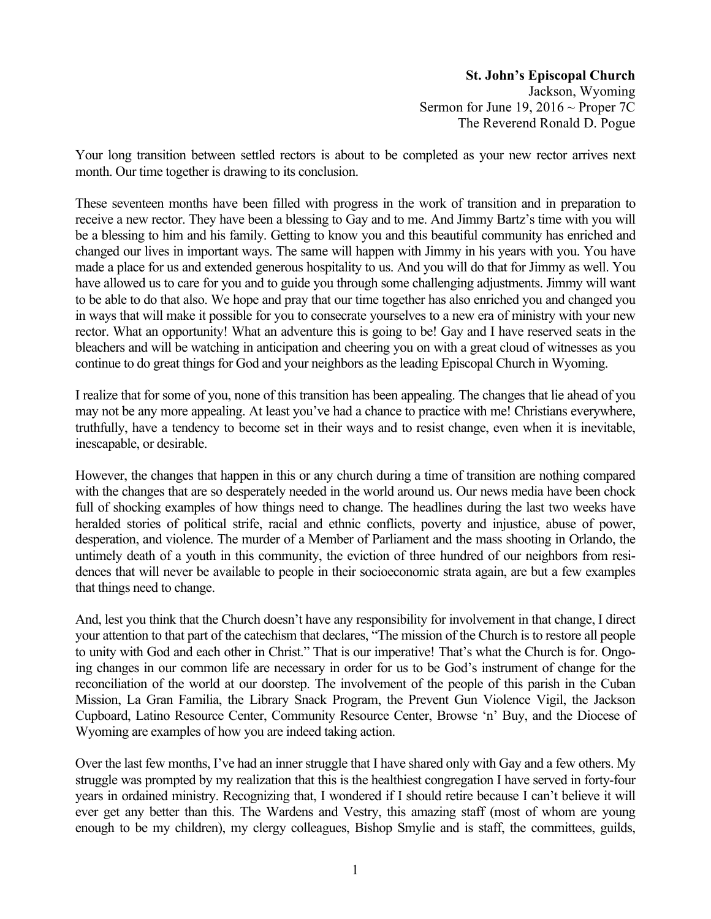**St. John's Episcopal Church**
Jackson, Wyoming
Sermon for June 19, 2016 ~ Proper 7C
The Reverend Ronald D. Pogue

Your long transition between settled rectors is about to be completed as your new rector arrives next month. Our time together is drawing to its conclusion.

These seventeen months have been filled with progress in the work of transition and in preparation to receive a new rector. They have been a blessing to Gay and to me. And Jimmy Bartz's time with you will be a blessing to him and his family. Getting to know you and this beautiful community has enriched and changed our lives in important ways. The same will happen with Jimmy in his years with you. You have made a place for us and extended generous hospitality to us. And you will do that for Jimmy as well. You have allowed us to care for you and to guide you through some challenging adjustments. Jimmy will want to be able to do that also. We hope and pray that our time together has also enriched you and changed you in ways that will make it possible for you to consecrate yourselves to a new era of ministry with your new rector. What an opportunity! What an adventure this is going to be! Gay and I have reserved seats in the bleachers and will be watching in anticipation and cheering you on with a great cloud of witnesses as you continue to do great things for God and your neighbors as the leading Episcopal Church in Wyoming.

I realize that for some of you, none of this transition has been appealing. The changes that lie ahead of you may not be any more appealing. At least you've had a chance to practice with me! Christians everywhere, truthfully, have a tendency to become set in their ways and to resist change, even when it is inevitable, inescapable, or desirable.

However, the changes that happen in this or any church during a time of transition are nothing compared with the changes that are so desperately needed in the world around us. Our news media have been chock full of shocking examples of how things need to change. The headlines during the last two weeks have heralded stories of political strife, racial and ethnic conflicts, poverty and injustice, abuse of power, desperation, and violence. The murder of a Member of Parliament and the mass shooting in Orlando, the untimely death of a youth in this community, the eviction of three hundred of our neighbors from residences that will never be available to people in their socioeconomic strata again, are but a few examples that things need to change.

And, lest you think that the Church doesn't have any responsibility for involvement in that change, I direct your attention to that part of the catechism that declares, "The mission of the Church is to restore all people to unity with God and each other in Christ." That is our imperative! That's what the Church is for. Ongoing changes in our common life are necessary in order for us to be God's instrument of change for the reconciliation of the world at our doorstep. The involvement of the people of this parish in the Cuban Mission, La Gran Familia, the Library Snack Program, the Prevent Gun Violence Vigil, the Jackson Cupboard, Latino Resource Center, Community Resource Center, Browse 'n' Buy, and the Diocese of Wyoming are examples of how you are indeed taking action.

Over the last few months, I've had an inner struggle that I have shared only with Gay and a few others. My struggle was prompted by my realization that this is the healthiest congregation I have served in forty-four years in ordained ministry. Recognizing that, I wondered if I should retire because I can't believe it will ever get any better than this. The Wardens and Vestry, this amazing staff (most of whom are young enough to be my children), my clergy colleagues, Bishop Smylie and is staff, the committees, guilds,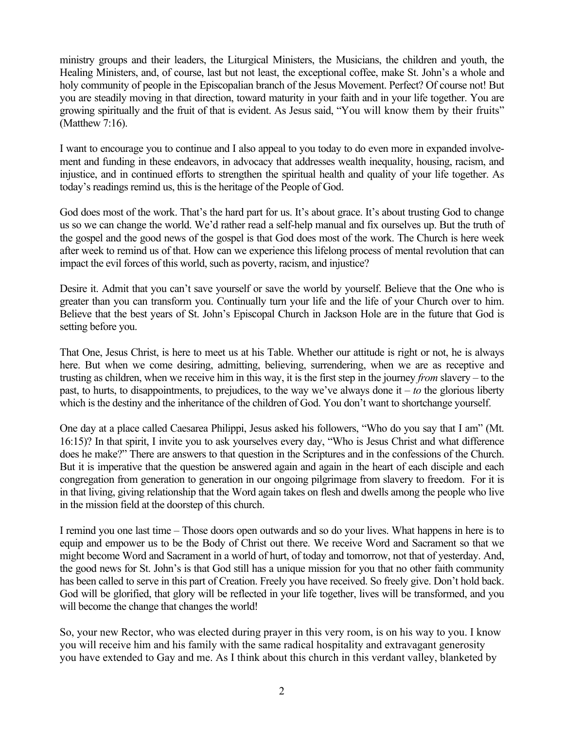ministry groups and their leaders, the Liturgical Ministers, the Musicians, the children and youth, the Healing Ministers, and, of course, last but not least, the exceptional coffee, make St. John's a whole and holy community of people in the Episcopalian branch of the Jesus Movement. Perfect? Of course not! But you are steadily moving in that direction, toward maturity in your faith and in your life together. You are growing spiritually and the fruit of that is evident. As Jesus said, "You will know them by their fruits" (Matthew 7:16).

I want to encourage you to continue and I also appeal to you today to do even more in expanded involvement and funding in these endeavors, in advocacy that addresses wealth inequality, housing, racism, and injustice, and in continued efforts to strengthen the spiritual health and quality of your life together. As today's readings remind us, this is the heritage of the People of God.

God does most of the work. That's the hard part for us. It's about grace. It's about trusting God to change us so we can change the world. We'd rather read a self-help manual and fix ourselves up. But the truth of the gospel and the good news of the gospel is that God does most of the work. The Church is here week after week to remind us of that. How can we experience this lifelong process of mental revolution that can impact the evil forces of this world, such as poverty, racism, and injustice?

Desire it. Admit that you can't save yourself or save the world by yourself. Believe that the One who is greater than you can transform you. Continually turn your life and the life of your Church over to him. Believe that the best years of St. John's Episcopal Church in Jackson Hole are in the future that God is setting before you.

That One, Jesus Christ, is here to meet us at his Table. Whether our attitude is right or not, he is always here. But when we come desiring, admitting, believing, surrendering, when we are as receptive and trusting as children, when we receive him in this way, it is the first step in the journey *from* slavery – to the past, to hurts, to disappointments, to prejudices, to the way we've always done it – *to* the glorious liberty which is the destiny and the inheritance of the children of God. You don't want to shortchange yourself.

One day at a place called Caesarea Philippi, Jesus asked his followers, "Who do you say that I am" (Mt. 16:15)? In that spirit, I invite you to ask yourselves every day, "Who is Jesus Christ and what difference does he make?" There are answers to that question in the Scriptures and in the confessions of the Church. But it is imperative that the question be answered again and again in the heart of each disciple and each congregation from generation to generation in our ongoing pilgrimage from slavery to freedom. For it is in that living, giving relationship that the Word again takes on flesh and dwells among the people who live in the mission field at the doorstep of this church.

I remind you one last time – Those doors open outwards and so do your lives. What happens in here is to equip and empower us to be the Body of Christ out there. We receive Word and Sacrament so that we might become Word and Sacrament in a world of hurt, of today and tomorrow, not that of yesterday. And, the good news for St. John's is that God still has a unique mission for you that no other faith community has been called to serve in this part of Creation. Freely you have received. So freely give. Don't hold back. God will be glorified, that glory will be reflected in your life together, lives will be transformed, and you will become the change that changes the world!

So, your new Rector, who was elected during prayer in this very room, is on his way to you. I know you will receive him and his family with the same radical hospitality and extravagant generosity you have extended to Gay and me. As I think about this church in this verdant valley, blanketed by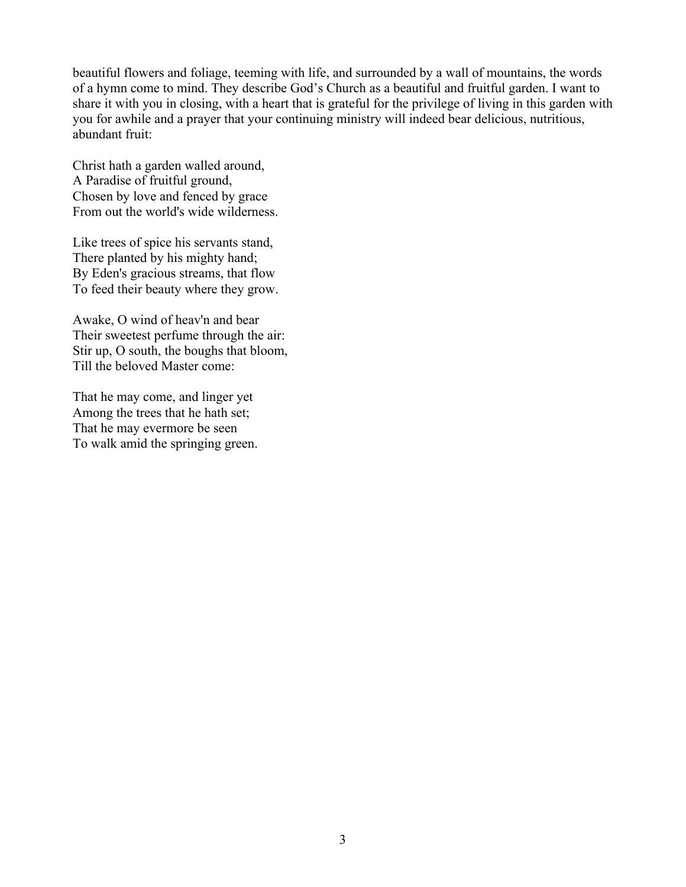beautiful flowers and foliage, teeming with life, and surrounded by a wall of mountains, the words of a hymn come to mind. They describe God's Church as a beautiful and fruitful garden. I want to share it with you in closing, with a heart that is grateful for the privilege of living in this garden with you for awhile and a prayer that your continuing ministry will indeed bear delicious, nutritious, abundant fruit:

Christ hath a garden walled around,  
A Paradise of fruitful ground,  
Chosen by love and fenced by grace  
From out the world's wide wilderness.

Like trees of spice his servants stand,  
There planted by his mighty hand;  
By Eden's gracious streams, that flow  
To feed their beauty where they grow.

Awake, O wind of heav'n and bear  
Their sweetest perfume through the air:  
Stir up, O south, the boughs that bloom,  
Till the beloved Master come:

That he may come, and linger yet  
Among the trees that he hath set;  
That he may evermore be seen  
To walk amid the springing green.